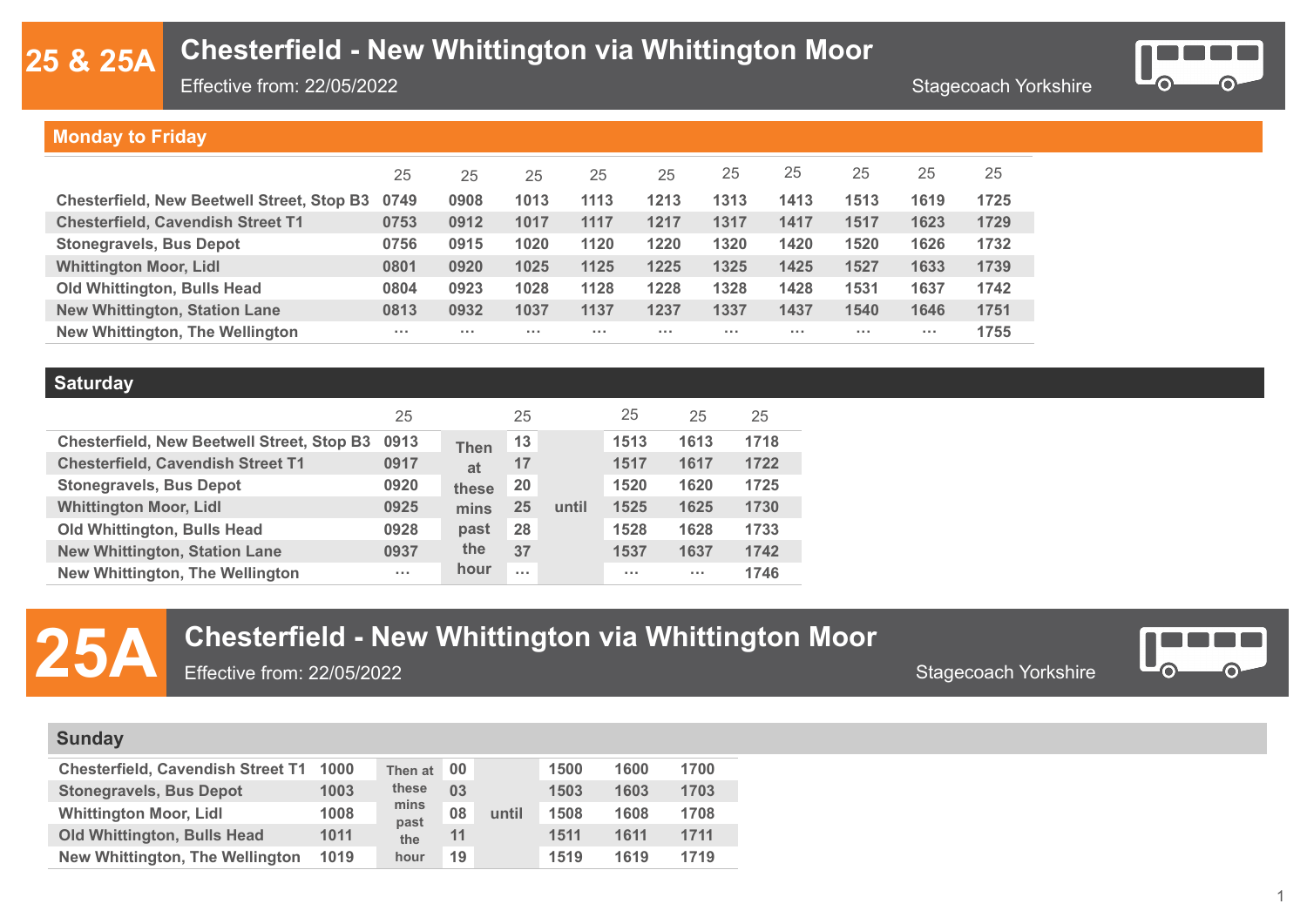# 25 & 25A Chesterfield - New Whittington via Whittington Moor

Effective from: 22/05/2022

Stagecoach Yorkshire

## Monday to Friday

| | 25 | 25 | 25 | 25 | 25 | 25 | 25 | 25 | 25 | 25 |
|---|---|---|---|---|---|---|---|---|---|---|
| Chesterfield, New Beetwell Street, Stop B3 | 0749 | 0908 | 1013 | 1113 | 1213 | 1313 | 1413 | 1513 | 1619 | 1725 |
| Chesterfield, Cavendish Street T1 | 0753 | 0912 | 1017 | 1117 | 1217 | 1317 | 1417 | 1517 | 1623 | 1729 |
| Stonegravels, Bus Depot | 0756 | 0915 | 1020 | 1120 | 1220 | 1320 | 1420 | 1520 | 1626 | 1732 |
| Whittington Moor, Lidl | 0801 | 0920 | 1025 | 1125 | 1225 | 1325 | 1425 | 1527 | 1633 | 1739 |
| Old Whittington, Bulls Head | 0804 | 0923 | 1028 | 1128 | 1228 | 1328 | 1428 | 1531 | 1637 | 1742 |
| New Whittington, Station Lane | 0813 | 0932 | 1037 | 1137 | 1237 | 1337 | 1437 | 1540 | 1646 | 1751 |
| New Whittington, The Wellington | ... | ... | ... | ... | ... | ... | ... | ... | ... | 1755 |

## Saturday

| | 25 | | 25 | | 25 | 25 | 25 |
|---|---|---|---|---|---|---|---|
| Chesterfield, New Beetwell Street, Stop B3 | 0913 | Then at these mins past the hour | 13 | until | 1513 | 1613 | 1718 |
| Chesterfield, Cavendish Street T1 | 0917 | | 17 | | 1517 | 1617 | 1722 |
| Stonegravels, Bus Depot | 0920 | | 20 | | 1520 | 1620 | 1725 |
| Whittington Moor, Lidl | 0925 | | 25 | | 1525 | 1625 | 1730 |
| Old Whittington, Bulls Head | 0928 | | 28 | | 1528 | 1628 | 1733 |
| New Whittington, Station Lane | 0937 | | 37 | | 1537 | 1637 | 1742 |
| New Whittington, The Wellington | ... | | ... | | ... | ... | 1746 |

# 25A Chesterfield - New Whittington via Whittington Moor

Effective from: 22/05/2022

Stagecoach Yorkshire

## Sunday

| | | | | | | | |
|---|---|---|---|---|---|---|---|
| Chesterfield, Cavendish Street T1 | 1000 | Then at these mins past the hour | 00 | until | 1500 | 1600 | 1700 |
| Stonegravels, Bus Depot | 1003 | | 03 | | 1503 | 1603 | 1703 |
| Whittington Moor, Lidl | 1008 | | 08 | | 1508 | 1608 | 1708 |
| Old Whittington, Bulls Head | 1011 | | 11 | | 1511 | 1611 | 1711 |
| New Whittington, The Wellington | 1019 | | 19 | | 1519 | 1619 | 1719 |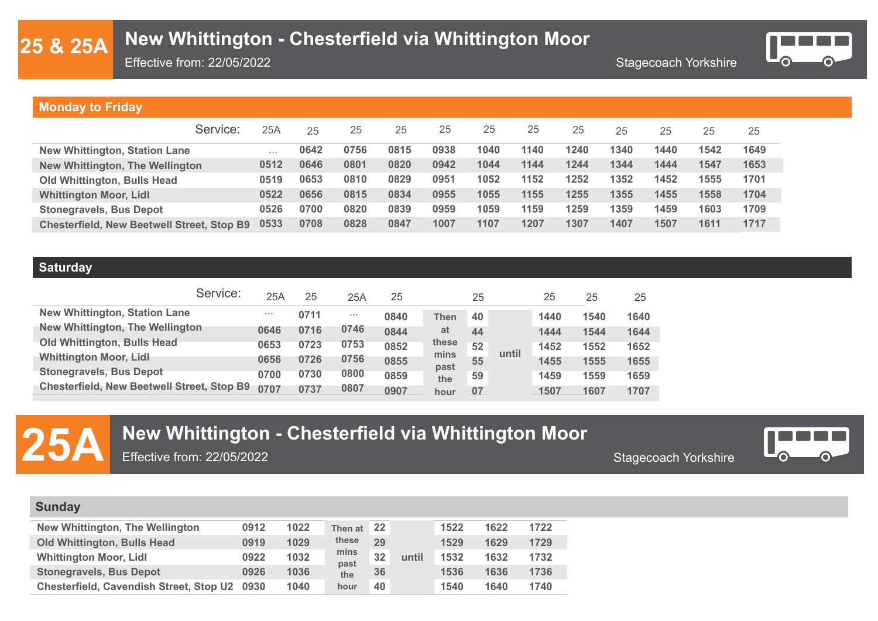# 25 & 25A New Whittington - Chesterfield via Whittington Moor

Effective from: 22/05/2022

Stagecoach Yorkshire

## Monday to Friday

| Service: | 25A | 25 | 25 | 25 | 25 | 25 | 25 | 25 | 25 | 25 | 25 | 25 |
|---|---|---|---|---|---|---|---|---|---|---|---|---|
| New Whittington, Station Lane | ... | 0642 | 0756 | 0815 | 0938 | 1040 | 1140 | 1240 | 1340 | 1440 | 1542 | 1649 |
| New Whittington, The Wellington | 0512 | 0646 | 0801 | 0820 | 0942 | 1044 | 1144 | 1244 | 1344 | 1444 | 1547 | 1653 |
| Old Whittington, Bulls Head | 0519 | 0653 | 0810 | 0829 | 0951 | 1052 | 1152 | 1252 | 1352 | 1452 | 1555 | 1701 |
| Whittington Moor, Lidl | 0522 | 0656 | 0815 | 0834 | 0955 | 1055 | 1155 | 1255 | 1355 | 1455 | 1558 | 1704 |
| Stonegravels, Bus Depot | 0526 | 0700 | 0820 | 0839 | 0959 | 1059 | 1159 | 1259 | 1359 | 1459 | 1603 | 1709 |
| Chesterfield, New Beetwell Street, Stop B9 | 0533 | 0708 | 0828 | 0847 | 1007 | 1107 | 1207 | 1307 | 1407 | 1507 | 1611 | 1717 |

## Saturday

| Service: | 25A | 25 | 25A | 25 | | 25 | | 25 | 25 | 25 |
|---|---|---|---|---|---|---|---|---|---|---|
| New Whittington, Station Lane | ... | 0711 | ... | 0840 | Then at these mins past the hour | 40 | until | 1440 | 1540 | 1640 |
| New Whittington, The Wellington | 0646 | 0716 | 0746 | 0844 | | 44 | | 1444 | 1544 | 1644 |
| Old Whittington, Bulls Head | 0653 | 0723 | 0753 | 0852 | | 52 | | 1452 | 1552 | 1652 |
| Whittington Moor, Lidl | 0656 | 0726 | 0756 | 0855 | | 55 | | 1455 | 1555 | 1655 |
| Stonegravels, Bus Depot | 0700 | 0730 | 0800 | 0859 | | 59 | | 1459 | 1559 | 1659 |
| Chesterfield, New Beetwell Street, Stop B9 | 0707 | 0737 | 0807 | 0907 | | 07 | | 1507 | 1607 | 1707 |

# 25A New Whittington - Chesterfield via Whittington Moor

Effective from: 22/05/2022

Stagecoach Yorkshire

## Sunday

| | | | | | | | | |
|---|---|---|---|---|---|---|---|---|
| New Whittington, The Wellington | 0912 | 1022 | Then at these mins past the hour | 22 | until | 1522 | 1622 | 1722 |
| Old Whittington, Bulls Head | 0919 | 1029 | | 29 | | 1529 | 1629 | 1729 |
| Whittington Moor, Lidl | 0922 | 1032 | | 32 | | 1532 | 1632 | 1732 |
| Stonegravels, Bus Depot | 0926 | 1036 | | 36 | | 1536 | 1636 | 1736 |
| Chesterfield, Cavendish Street, Stop U2 | 0930 | 1040 | | 40 | | 1540 | 1640 | 1740 |